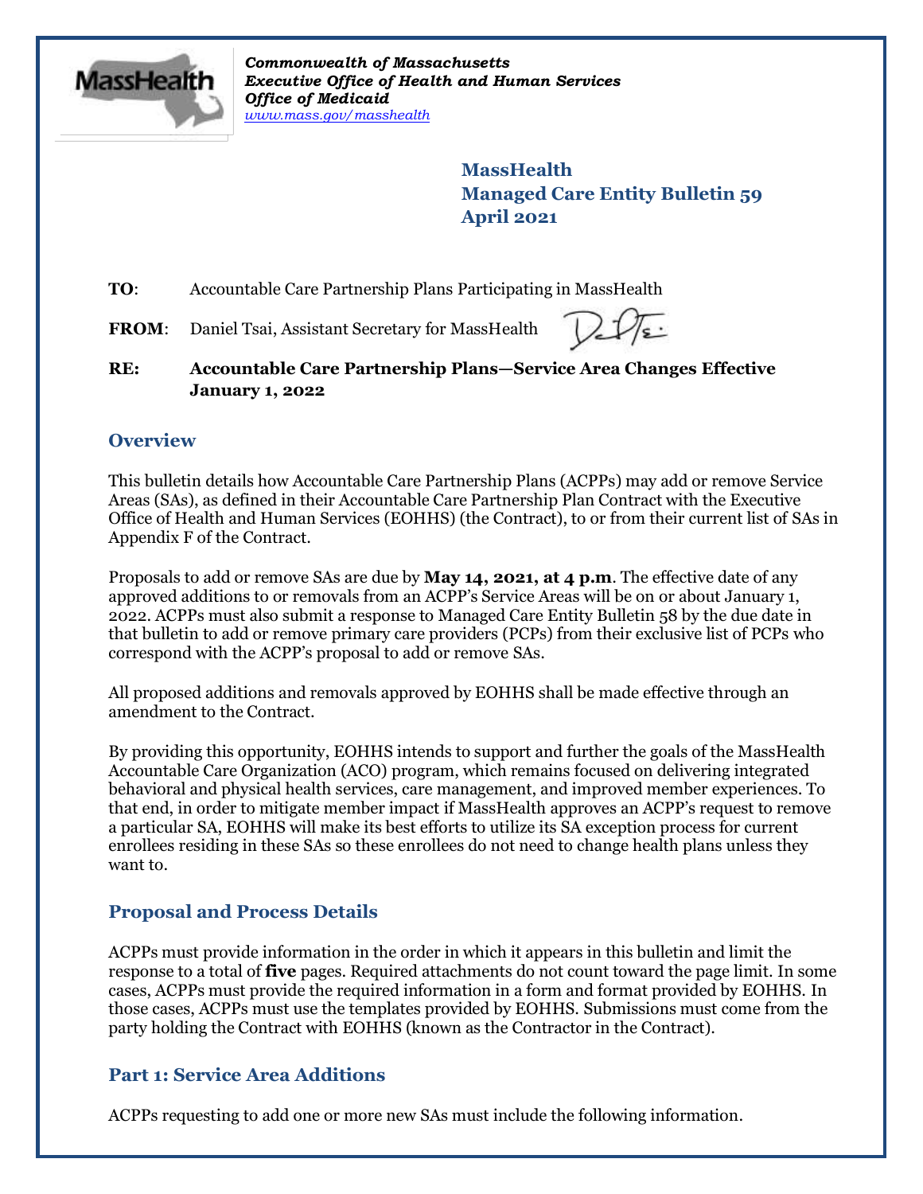*Commonwealth of Massachusetts*
*Executive Office of Health and Human Services*
*Office of Medicaid*
*www.mass.gov/masshealth*

# MassHealth
# Managed Care Entity Bulletin 59
# April 2021

**TO**: Accountable Care Partnership Plans Participating in MassHealth

**FROM**: Daniel Tsai, Assistant Secretary for MassHealth

**RE: Accountable Care Partnership Plans—Service Area Changes Effective January 1, 2022**

## Overview

This bulletin details how Accountable Care Partnership Plans (ACPPs) may add or remove Service Areas (SAs), as defined in their Accountable Care Partnership Plan Contract with the Executive Office of Health and Human Services (EOHHS) (the Contract), to or from their current list of SAs in Appendix F of the Contract.

Proposals to add or remove SAs are due by **May 14, 2021, at 4 p.m**. The effective date of any approved additions to or removals from an ACPP's Service Areas will be on or about January 1, 2022. ACPPs must also submit a response to Managed Care Entity Bulletin 58 by the due date in that bulletin to add or remove primary care providers (PCPs) from their exclusive list of PCPs who correspond with the ACPP's proposal to add or remove SAs.

All proposed additions and removals approved by EOHHS shall be made effective through an amendment to the Contract.

By providing this opportunity, EOHHS intends to support and further the goals of the MassHealth Accountable Care Organization (ACO) program, which remains focused on delivering integrated behavioral and physical health services, care management, and improved member experiences. To that end, in order to mitigate member impact if MassHealth approves an ACPP's request to remove a particular SA, EOHHS will make its best efforts to utilize its SA exception process for current enrollees residing in these SAs so these enrollees do not need to change health plans unless they want to.

## Proposal and Process Details

ACPPs must provide information in the order in which it appears in this bulletin and limit the response to a total of **five** pages. Required attachments do not count toward the page limit. In some cases, ACPPs must provide the required information in a form and format provided by EOHHS. In those cases, ACPPs must use the templates provided by EOHHS. Submissions must come from the party holding the Contract with EOHHS (known as the Contractor in the Contract).

## Part 1: Service Area Additions

ACPPs requesting to add one or more new SAs must include the following information.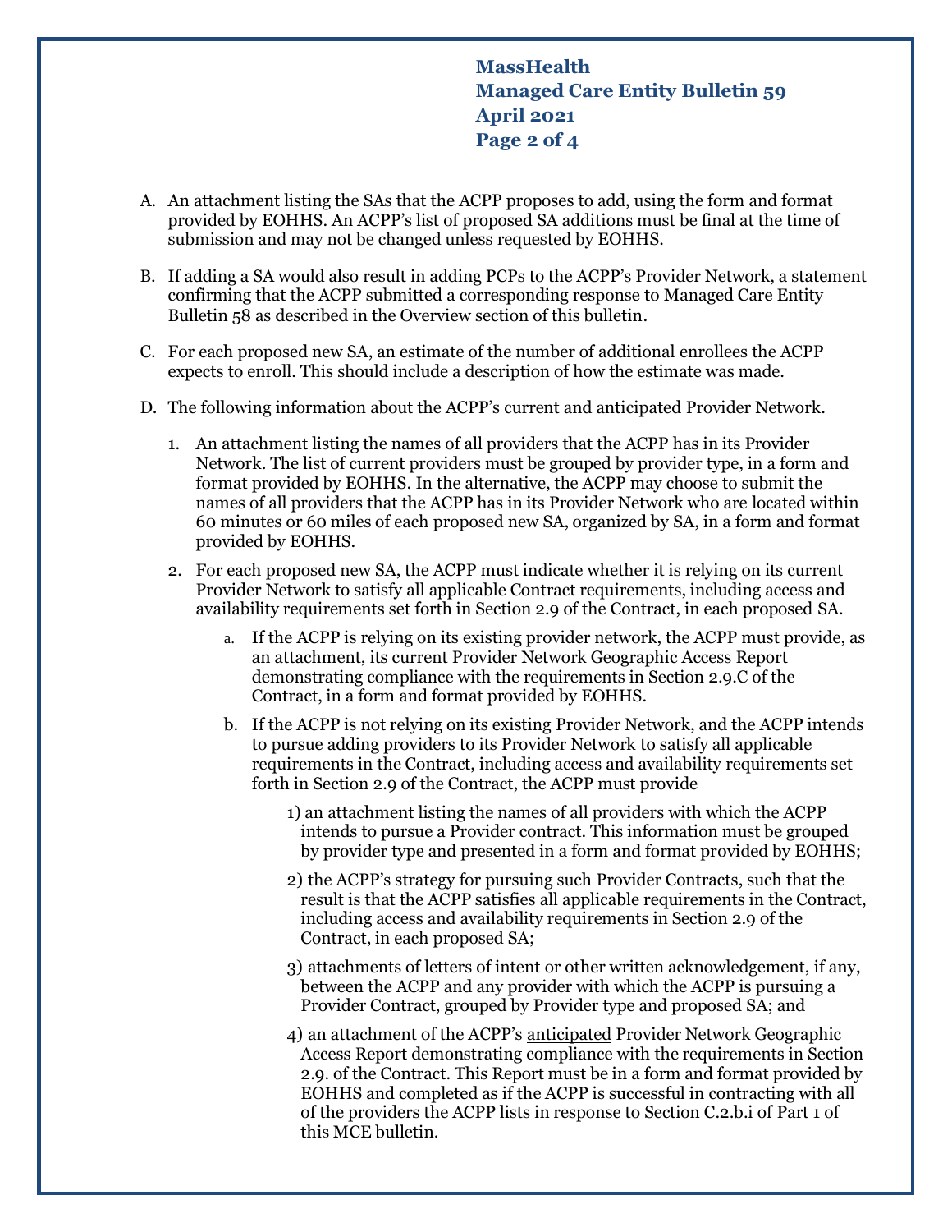A. An attachment listing the SAs that the ACPP proposes to add, using the form and format provided by EOHHS. An ACPP's list of proposed SA additions must be final at the time of submission and may not be changed unless requested by EOHHS.

B. If adding a SA would also result in adding PCPs to the ACPP's Provider Network, a statement confirming that the ACPP submitted a corresponding response to Managed Care Entity Bulletin 58 as described in the Overview section of this bulletin.

C. For each proposed new SA, an estimate of the number of additional enrollees the ACPP expects to enroll. This should include a description of how the estimate was made.

D. The following information about the ACPP's current and anticipated Provider Network.

   1. An attachment listing the names of all providers that the ACPP has in its Provider Network. The list of current providers must be grouped by provider type, in a form and format provided by EOHHS. In the alternative, the ACPP may choose to submit the names of all providers that the ACPP has in its Provider Network who are located within 60 minutes or 60 miles of each proposed new SA, organized by SA, in a form and format provided by EOHHS.

   2. For each proposed new SA, the ACPP must indicate whether it is relying on its current Provider Network to satisfy all applicable Contract requirements, including access and availability requirements set forth in Section 2.9 of the Contract, in each proposed SA.

      a. If the ACPP is relying on its existing provider network, the ACPP must provide, as an attachment, its current Provider Network Geographic Access Report demonstrating compliance with the requirements in Section 2.9.C of the Contract, in a form and format provided by EOHHS.

      b. If the ACPP is not relying on its existing Provider Network, and the ACPP intends to pursue adding providers to its Provider Network to satisfy all applicable requirements in the Contract, including access and availability requirements set forth in Section 2.9 of the Contract, the ACPP must provide

         1) an attachment listing the names of all providers with which the ACPP intends to pursue a Provider contract. This information must be grouped by provider type and presented in a form and format provided by EOHHS;

         2) the ACPP's strategy for pursuing such Provider Contracts, such that the result is that the ACPP satisfies all applicable requirements in the Contract, including access and availability requirements in Section 2.9 of the Contract, in each proposed SA;

         3) attachments of letters of intent or other written acknowledgement, if any, between the ACPP and any provider with which the ACPP is pursuing a Provider Contract, grouped by Provider type and proposed SA; and

         4) an attachment of the ACPP's <u>anticipated</u> Provider Network Geographic Access Report demonstrating compliance with the requirements in Section 2.9. of the Contract. This Report must be in a form and format provided by EOHHS and completed as if the ACPP is successful in contracting with all of the providers the ACPP lists in response to Section C.2.b.i of Part 1 of this MCE bulletin.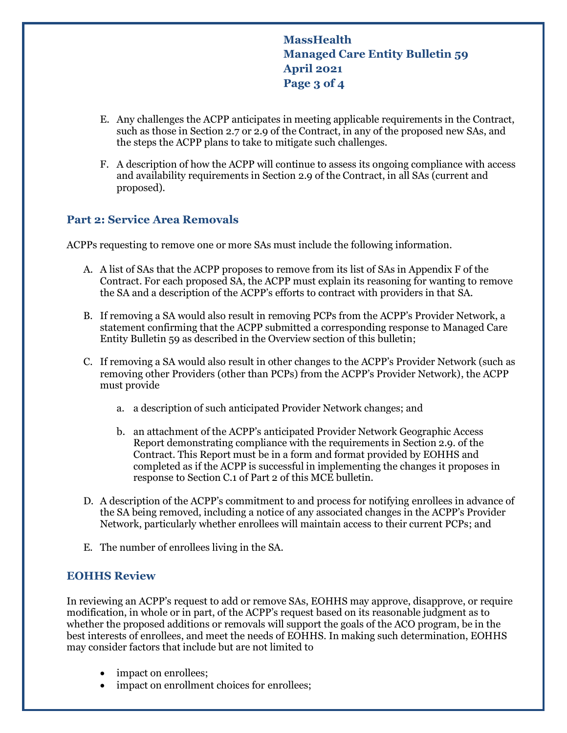E. Any challenges the ACPP anticipates in meeting applicable requirements in the Contract, such as those in Section 2.7 or 2.9 of the Contract, in any of the proposed new SAs, and the steps the ACPP plans to take to mitigate such challenges.

F. A description of how the ACPP will continue to assess its ongoing compliance with access and availability requirements in Section 2.9 of the Contract, in all SAs (current and proposed).

## Part 2: Service Area Removals

ACPPs requesting to remove one or more SAs must include the following information.

A. A list of SAs that the ACPP proposes to remove from its list of SAs in Appendix F of the Contract. For each proposed SA, the ACPP must explain its reasoning for wanting to remove the SA and a description of the ACPP's efforts to contract with providers in that SA.

B. If removing a SA would also result in removing PCPs from the ACPP's Provider Network, a statement confirming that the ACPP submitted a corresponding response to Managed Care Entity Bulletin 59 as described in the Overview section of this bulletin;

C. If removing a SA would also result in other changes to the ACPP's Provider Network (such as removing other Providers (other than PCPs) from the ACPP's Provider Network), the ACPP must provide

   a. a description of such anticipated Provider Network changes; and

   b. an attachment of the ACPP's anticipated Provider Network Geographic Access Report demonstrating compliance with the requirements in Section 2.9. of the Contract. This Report must be in a form and format provided by EOHHS and completed as if the ACPP is successful in implementing the changes it proposes in response to Section C.1 of Part 2 of this MCE bulletin.

D. A description of the ACPP's commitment to and process for notifying enrollees in advance of the SA being removed, including a notice of any associated changes in the ACPP's Provider Network, particularly whether enrollees will maintain access to their current PCPs; and

E. The number of enrollees living in the SA.

## EOHHS Review

In reviewing an ACPP's request to add or remove SAs, EOHHS may approve, disapprove, or require modification, in whole or in part, of the ACPP's request based on its reasonable judgment as to whether the proposed additions or removals will support the goals of the ACO program, be in the best interests of enrollees, and meet the needs of EOHHS. In making such determination, EOHHS may consider factors that include but are not limited to

- impact on enrollees;
- impact on enrollment choices for enrollees;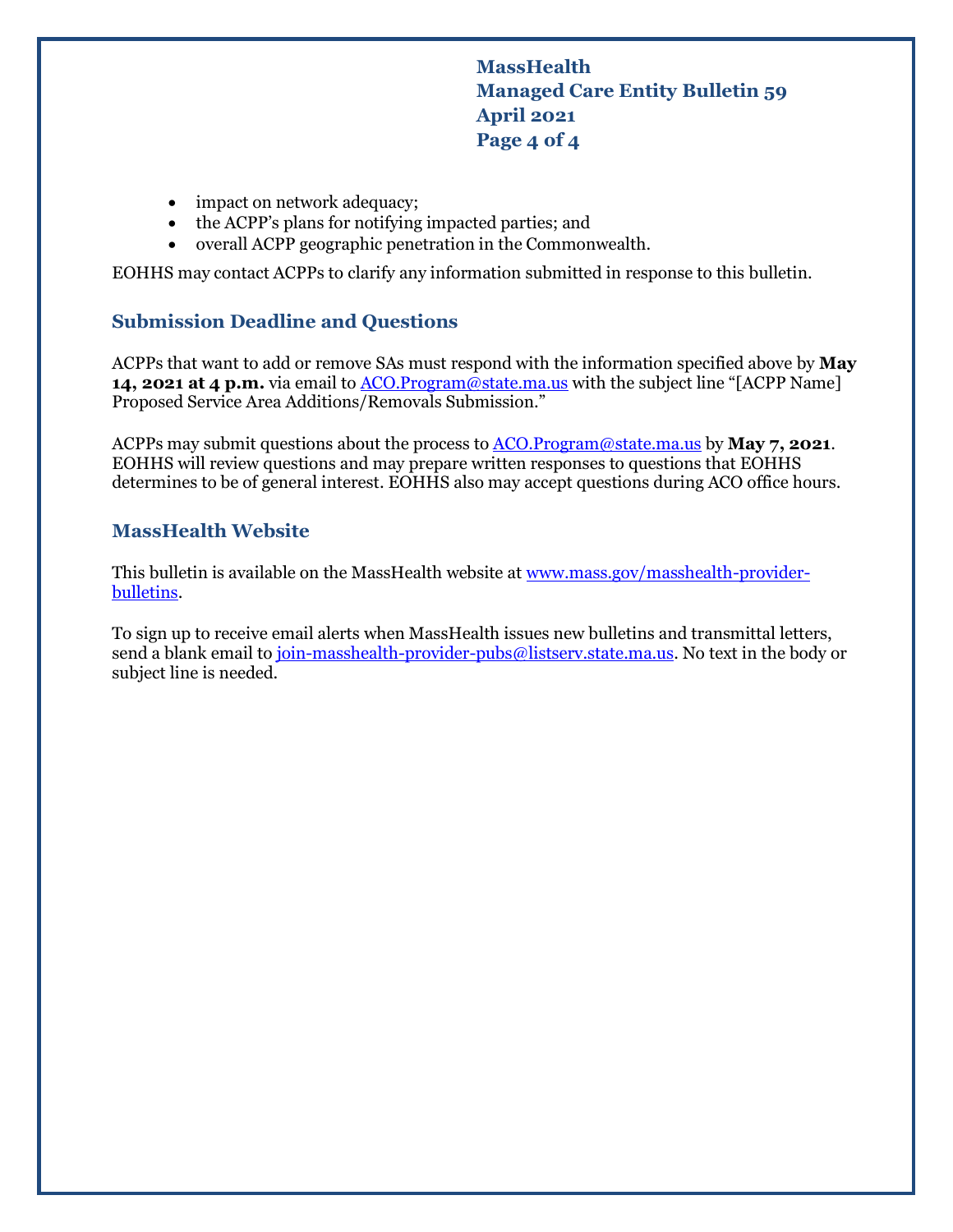- impact on network adequacy;
- the ACPP's plans for notifying impacted parties; and
- overall ACPP geographic penetration in the Commonwealth.

EOHHS may contact ACPPs to clarify any information submitted in response to this bulletin.

## Submission Deadline and Questions

ACPPs that want to add or remove SAs must respond with the information specified above by **May 14, 2021 at 4 p.m.** via email to ACO.Program@state.ma.us with the subject line "[ACPP Name] Proposed Service Area Additions/Removals Submission."

ACPPs may submit questions about the process to ACO.Program@state.ma.us by **May 7, 2021**. EOHHS will review questions and may prepare written responses to questions that EOHHS determines to be of general interest. EOHHS also may accept questions during ACO office hours.

## MassHealth Website

This bulletin is available on the MassHealth website at www.mass.gov/masshealth-provider-bulletins.

To sign up to receive email alerts when MassHealth issues new bulletins and transmittal letters, send a blank email to join-masshealth-provider-pubs@listserv.state.ma.us. No text in the body or subject line is needed.